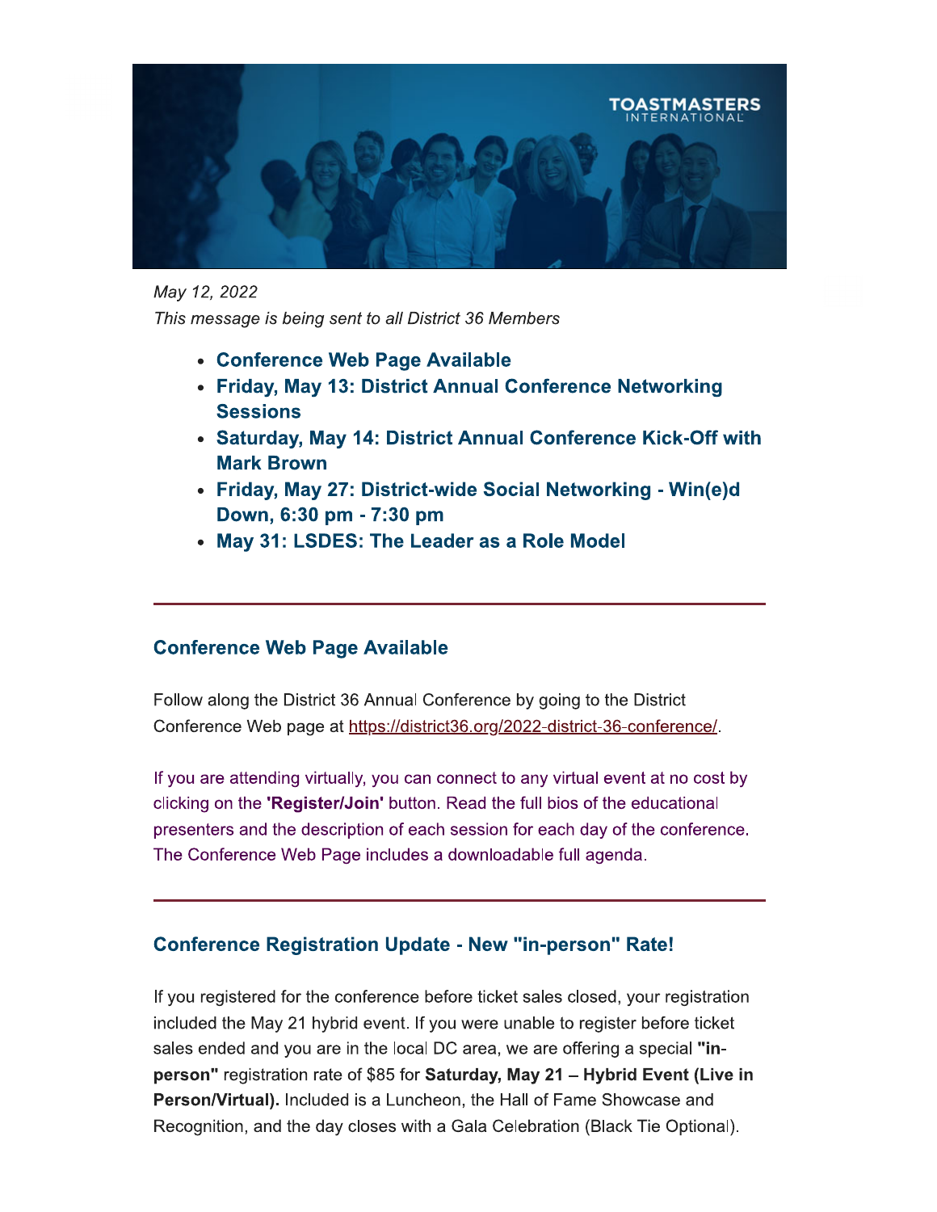*May 12, 2022*
*This message is being sent to all District 36 Members*

- **Conference Web Page Available**
- **Friday, May 13: District Annual Conference Networking Sessions**
- **Saturday, May 14: District Annual Conference Kick-Off with Mark Brown**
- **Friday, May 27: District-wide Social Networking - Win(e)d Down, 6:30 pm - 7:30 pm**
- **May 31: LSDES: The Leader as a Role Model**

---

## Conference Web Page Available

Follow along the District 36 Annual Conference by going to the District Conference Web page at https://district36.org/2022-district-36-conference/.

If you are attending virtually, you can connect to any virtual event at no cost by clicking on the **'Register/Join'** button. Read the full bios of the educational presenters and the description of each session for each day of the conference. The Conference Web Page includes a downloadable full agenda.

---

## Conference Registration Update - New "in-person" Rate!

If you registered for the conference before ticket sales closed, your registration included the May 21 hybrid event. If you were unable to register before ticket sales ended and you are in the local DC area, we are offering a special **"in-person"** registration rate of $85 for **Saturday, May 21 – Hybrid Event (Live in Person/Virtual).** Included is a Luncheon, the Hall of Fame Showcase and Recognition, and the day closes with a Gala Celebration (Black Tie Optional).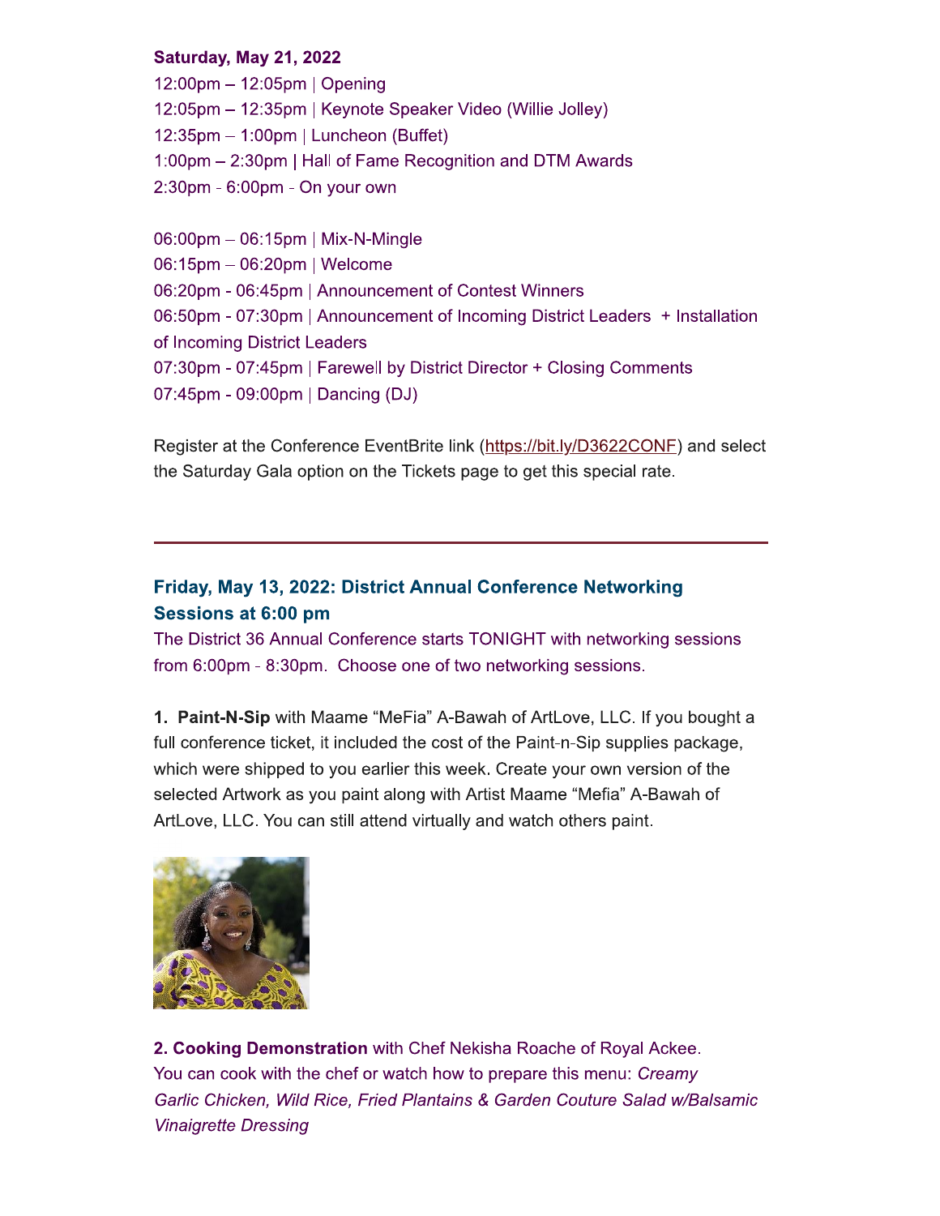**Saturday, May 21, 2022**

12:00pm – 12:05pm | Opening
12:05pm – 12:35pm | Keynote Speaker Video (Willie Jolley)
12:35pm – 1:00pm | Luncheon (Buffet)
1:00pm – 2:30pm | Hall of Fame Recognition and DTM Awards
2:30pm - 6:00pm - On your own

06:00pm – 06:15pm | Mix-N-Mingle
06:15pm – 06:20pm | Welcome
06:20pm - 06:45pm | Announcement of Contest Winners
06:50pm - 07:30pm | Announcement of Incoming District Leaders + Installation of Incoming District Leaders
07:30pm - 07:45pm | Farewell by District Director + Closing Comments
07:45pm - 09:00pm | Dancing (DJ)

Register at the Conference EventBrite link (https://bit.ly/D3622CONF) and select the Saturday Gala option on the Tickets page to get this special rate.

---

### Friday, May 13, 2022: District Annual Conference Networking Sessions at 6:00 pm

The District 36 Annual Conference starts TONIGHT with networking sessions from 6:00pm - 8:30pm. Choose one of two networking sessions.

1. **Paint-N-Sip** with Maame "MeFia" A-Bawah of ArtLove, LLC. If you bought a full conference ticket, it included the cost of the Paint-n-Sip supplies package, which were shipped to you earlier this week. Create your own version of the selected Artwork as you paint along with Artist Maame "Mefia" A-Bawah of ArtLove, LLC. You can still attend virtually and watch others paint.

2. **Cooking Demonstration** with Chef Nekisha Roache of Royal Ackee. You can cook with the chef or watch how to prepare this menu: *Creamy Garlic Chicken, Wild Rice, Fried Plantains & Garden Couture Salad w/Balsamic Vinaigrette Dressing*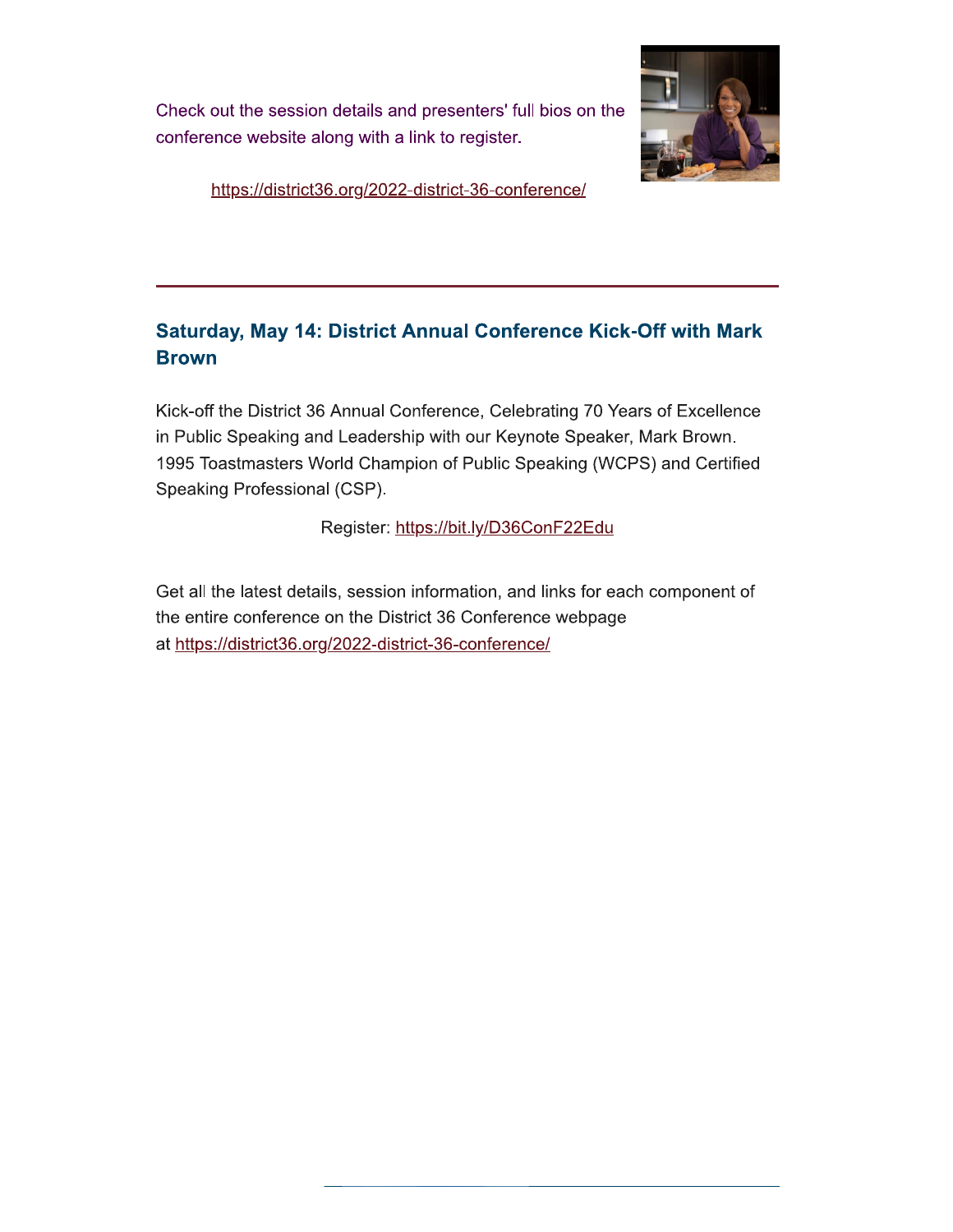Check out the session details and presenters' full bios on the conference website along with a link to register.

https://district36.org/2022-district-36-conference/

---

### Saturday, May 14: District Annual Conference Kick-Off with Mark Brown

Kick-off the District 36 Annual Conference, Celebrating 70 Years of Excellence in Public Speaking and Leadership with our Keynote Speaker, Mark Brown. 1995 Toastmasters World Champion of Public Speaking (WCPS) and Certified Speaking Professional (CSP).

Register: https://bit.ly/D36ConF22Edu

Get all the latest details, session information, and links for each component of the entire conference on the District 36 Conference webpage at https://district36.org/2022-district-36-conference/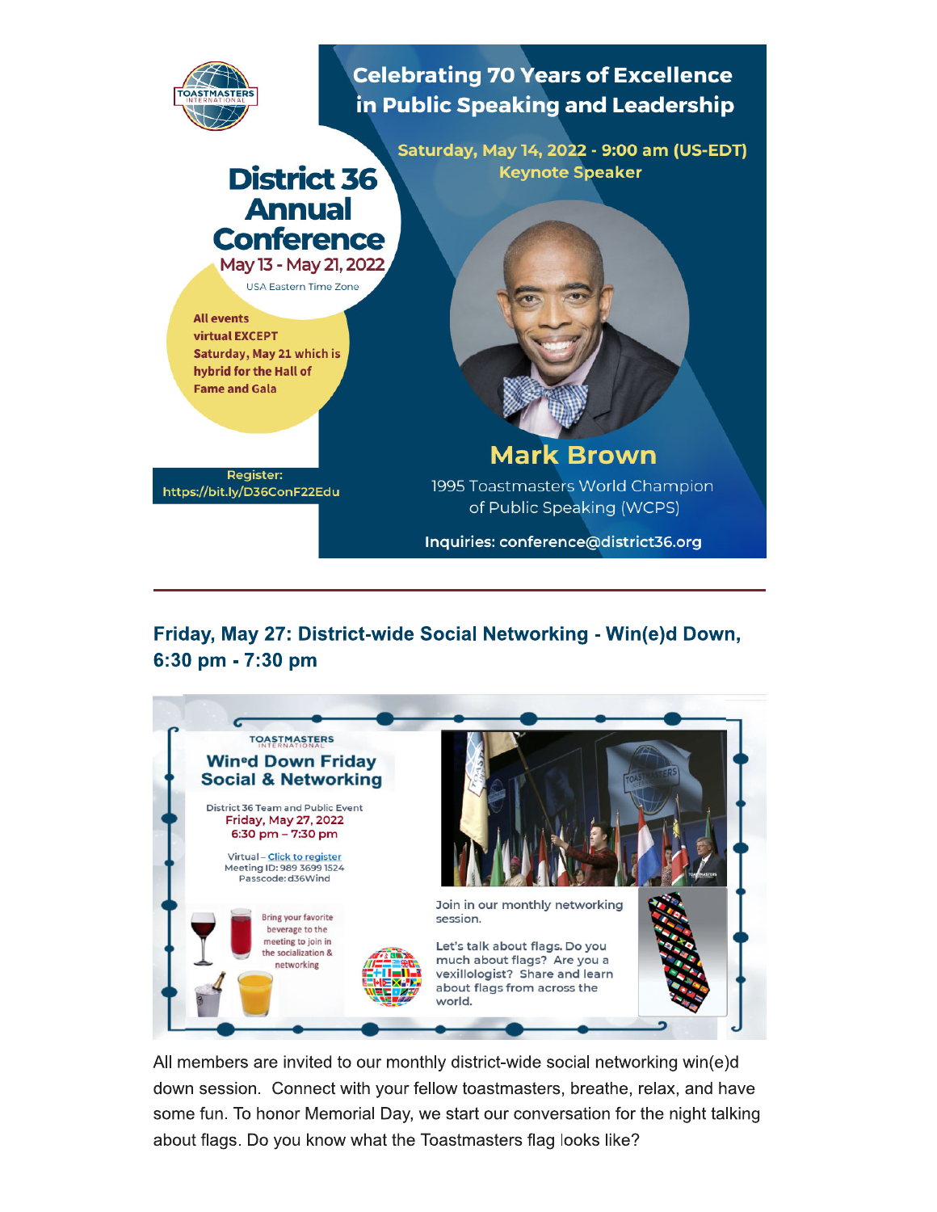# Celebrating 70 Years of Excellence in Public Speaking and Leadership

## District 36 Annual Conference

May 13 - May 21, 2022

USA Eastern Time Zone

**All events virtual EXCEPT Saturday, May 21 which is hybrid for the Hall of Fame and Gala**

**Saturday, May 14, 2022 - 9:00 am (US-EDT)**

**Keynote Speaker**

**Mark Brown**

1995 Toastmasters World Champion of Public Speaking (WCPS)

Register: https://bit.ly/D36ConF22Edu

Inquiries: conference@district36.org

---

### Friday, May 27: District-wide Social Networking - Win(e)d Down, 6:30 pm - 7:30 pm

TOASTMASTERS INTERNATIONAL

**Win^e^d Down Friday Social & Networking**

District 36 Team and Public Event

Friday, May 27, 2022

6:30 pm – 7:30 pm

Virtual – Click to register

Meeting ID: 989 3699 1524

Passcode: d36Wind

Bring your favorite beverage to the meeting to join in the socialization & networking

Join in our monthly networking session.

Let's talk about flags. Do you much about flags? Are you a vexillologist? Share and learn about flags from across the world.

All members are invited to our monthly district-wide social networking win(e)d down session. Connect with your fellow toastmasters, breathe, relax, and have some fun. To honor Memorial Day, we start our conversation for the night talking about flags. Do you know what the Toastmasters flag looks like?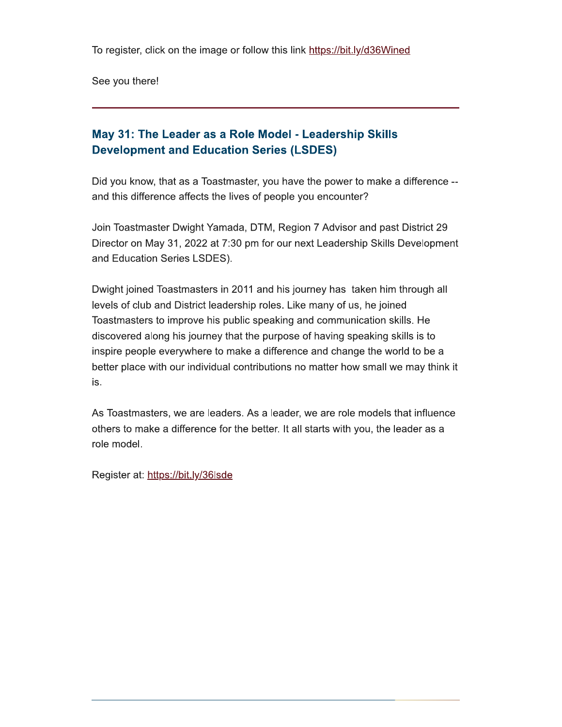To register, click on the image or follow this link https://bit.ly/d36Wined

See you there!

---

## May 31: The Leader as a Role Model - Leadership Skills Development and Education Series (LSDES)

Did you know, that as a Toastmaster, you have the power to make a difference -- and this difference affects the lives of people you encounter?

Join Toastmaster Dwight Yamada, DTM, Region 7 Advisor and past District 29 Director on May 31, 2022 at 7:30 pm for our next Leadership Skills Development and Education Series LSDES).

Dwight joined Toastmasters in 2011 and his journey has  taken him through all levels of club and District leadership roles. Like many of us, he joined Toastmasters to improve his public speaking and communication skills. He discovered along his journey that the purpose of having speaking skills is to inspire people everywhere to make a difference and change the world to be a better place with our individual contributions no matter how small we may think it is.

As Toastmasters, we are leaders. As a leader, we are role models that influence others to make a difference for the better. It all starts with you, the leader as a role model.

Register at: https://bit.ly/36lsde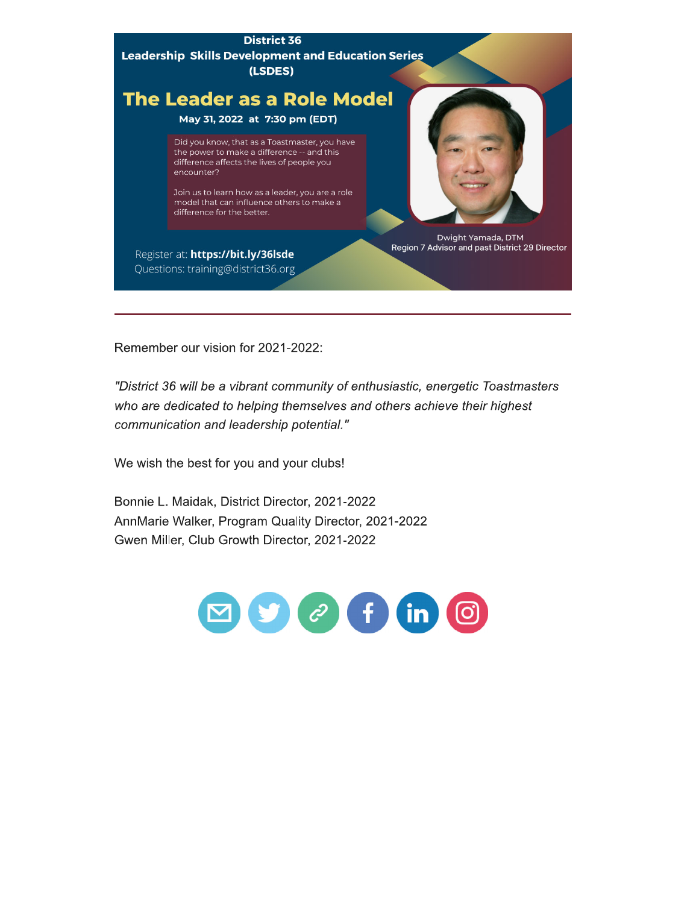District 36

Leadership Skills Development and Education Series (LSDES)

# The Leader as a Role Model

**May 31, 2022 at 7:30 pm (EDT)**

Did you know, that as a Toastmaster, you have the power to make a difference -- and this difference affects the lives of people you encounter?

Join us to learn how as a leader, you are a role model that can influence others to make a difference for the better.

Dwight Yamada, DTM
Region 7 Advisor and past District 29 Director

Register at: **https://bit.ly/36lsde**
Questions: training@district36.org

---

Remember our vision for 2021-2022:

*"District 36 will be a vibrant community of enthusiastic, energetic Toastmasters who are dedicated to helping themselves and others achieve their highest communication and leadership potential."*

We wish the best for you and your clubs!

Bonnie L. Maidak, District Director, 2021-2022
AnnMarie Walker, Program Quality Director, 2021-2022
Gwen Miller, Club Growth Director, 2021-2022